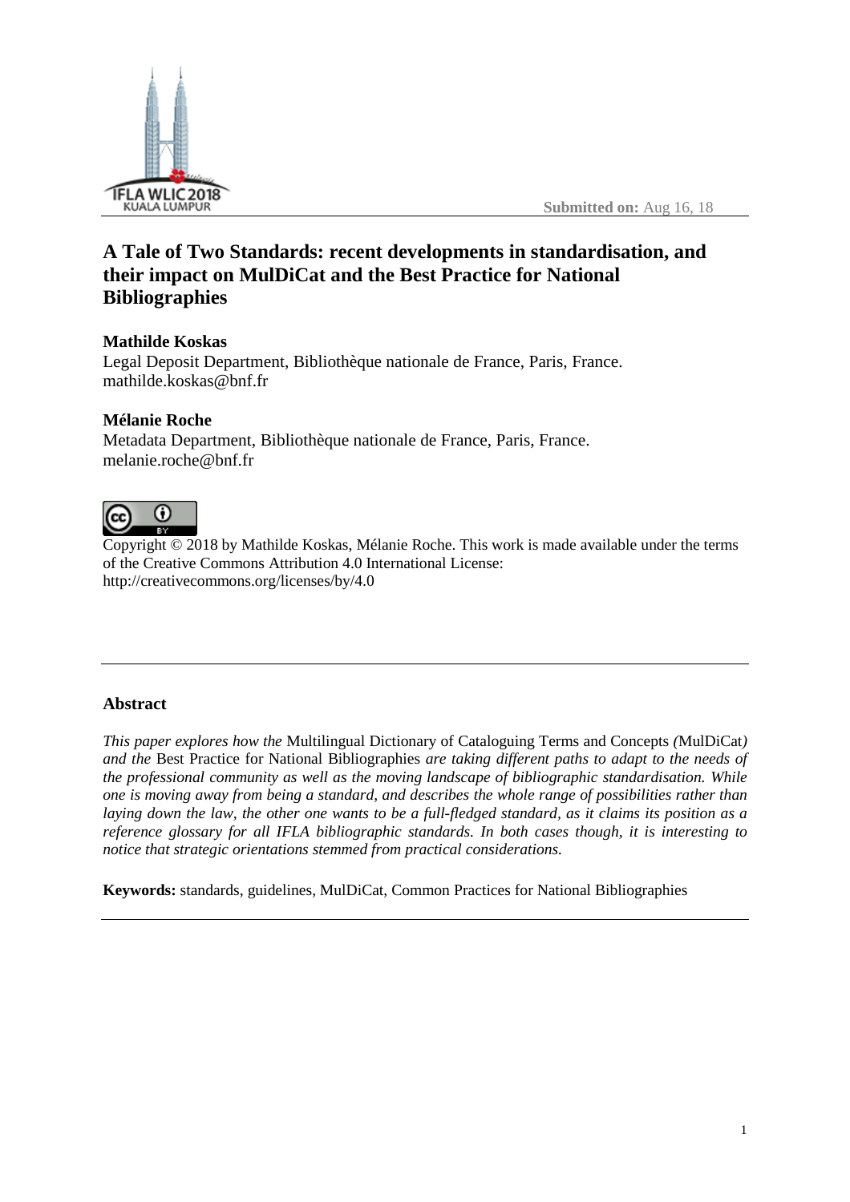Submitted on: Aug 16, 18

# A Tale of Two Standards: recent developments in standardisation, and their impact on MulDiCat and the Best Practice for National Bibliographies

**Mathilde Koskas**
Legal Deposit Department, Bibliothèque nationale de France, Paris, France.
mathilde.koskas@bnf.fr

**Mélanie Roche**
Metadata Department, Bibliothèque nationale de France, Paris, France.
melanie.roche@bnf.fr

Copyright © 2018 by Mathilde Koskas, Mélanie Roche. This work is made available under the terms of the Creative Commons Attribution 4.0 International License:
http://creativecommons.org/licenses/by/4.0

---

## Abstract

*This paper explores how the* Multilingual Dictionary of Cataloguing Terms and Concepts *(*MulDiCat*) and the* Best Practice for National Bibliographies *are taking different paths to adapt to the needs of the professional community as well as the moving landscape of bibliographic standardisation. While one is moving away from being a standard, and describes the whole range of possibilities rather than laying down the law, the other one wants to be a full-fledged standard, as it claims its position as a reference glossary for all IFLA bibliographic standards. In both cases though, it is interesting to notice that strategic orientations stemmed from practical considerations.*

**Keywords:** standards, guidelines, MulDiCat, Common Practices for National Bibliographies

---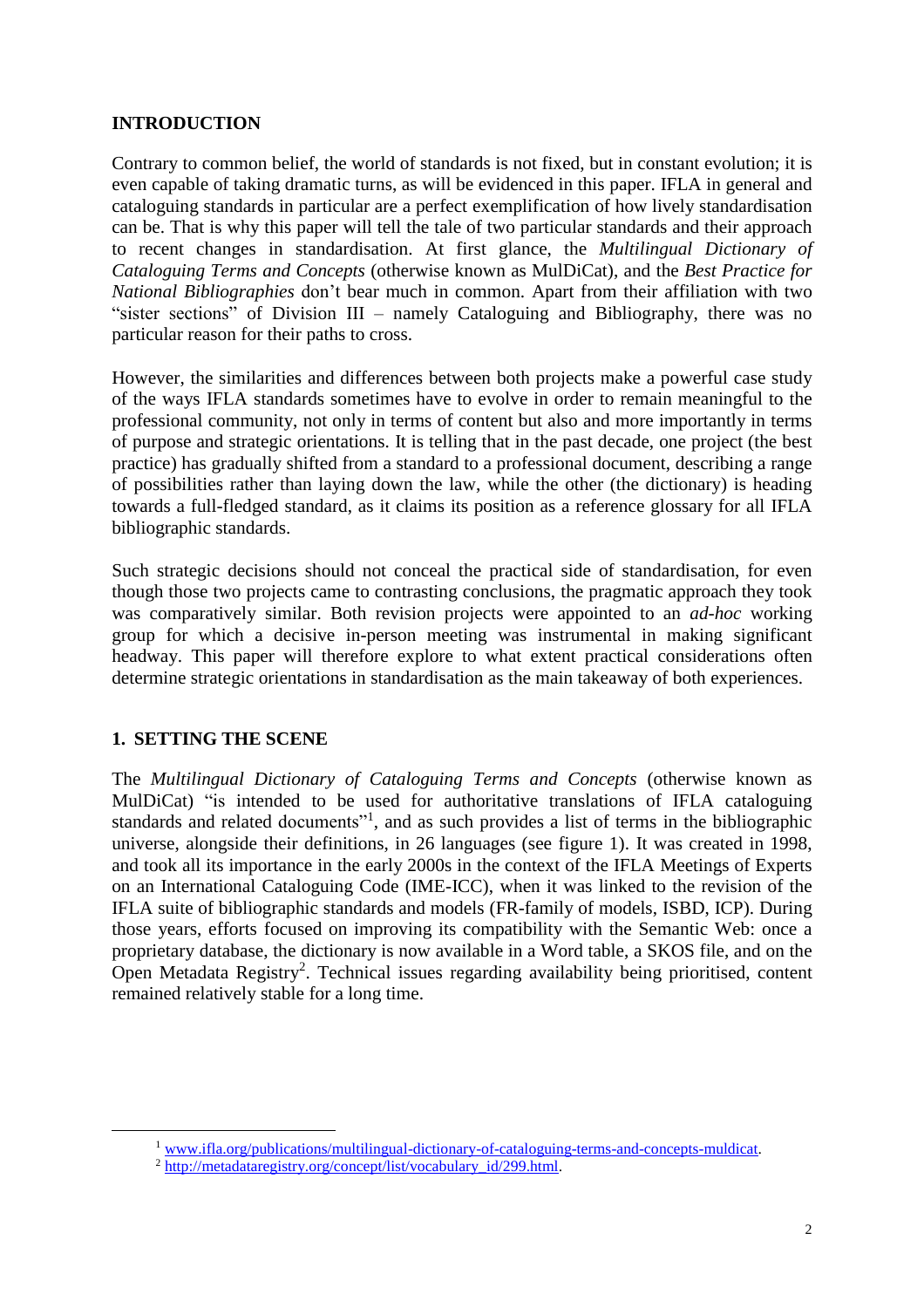## INTRODUCTION

Contrary to common belief, the world of standards is not fixed, but in constant evolution; it is even capable of taking dramatic turns, as will be evidenced in this paper. IFLA in general and cataloguing standards in particular are a perfect exemplification of how lively standardisation can be. That is why this paper will tell the tale of two particular standards and their approach to recent changes in standardisation. At first glance, the *Multilingual Dictionary of Cataloguing Terms and Concepts* (otherwise known as MulDiCat), and the *Best Practice for National Bibliographies* don't bear much in common. Apart from their affiliation with two "sister sections" of Division III – namely Cataloguing and Bibliography, there was no particular reason for their paths to cross.

However, the similarities and differences between both projects make a powerful case study of the ways IFLA standards sometimes have to evolve in order to remain meaningful to the professional community, not only in terms of content but also and more importantly in terms of purpose and strategic orientations. It is telling that in the past decade, one project (the best practice) has gradually shifted from a standard to a professional document, describing a range of possibilities rather than laying down the law, while the other (the dictionary) is heading towards a full-fledged standard, as it claims its position as a reference glossary for all IFLA bibliographic standards.

Such strategic decisions should not conceal the practical side of standardisation, for even though those two projects came to contrasting conclusions, the pragmatic approach they took was comparatively similar. Both revision projects were appointed to an *ad-hoc* working group for which a decisive in-person meeting was instrumental in making significant headway. This paper will therefore explore to what extent practical considerations often determine strategic orientations in standardisation as the main takeaway of both experiences.

## 1. SETTING THE SCENE

The *Multilingual Dictionary of Cataloguing Terms and Concepts* (otherwise known as MulDiCat) "is intended to be used for authoritative translations of IFLA cataloguing standards and related documents"[1], and as such provides a list of terms in the bibliographic universe, alongside their definitions, in 26 languages (see figure 1). It was created in 1998, and took all its importance in the early 2000s in the context of the IFLA Meetings of Experts on an International Cataloguing Code (IME-ICC), when it was linked to the revision of the IFLA suite of bibliographic standards and models (FR-family of models, ISBD, ICP). During those years, efforts focused on improving its compatibility with the Semantic Web: once a proprietary database, the dictionary is now available in a Word table, a SKOS file, and on the Open Metadata Registry[2]. Technical issues regarding availability being prioritised, content remained relatively stable for a long time.

---

[1] www.ifla.org/publications/multilingual-dictionary-of-cataloguing-terms-and-concepts-muldicat.

[2] http://metadataregistry.org/concept/list/vocabulary_id/299.html.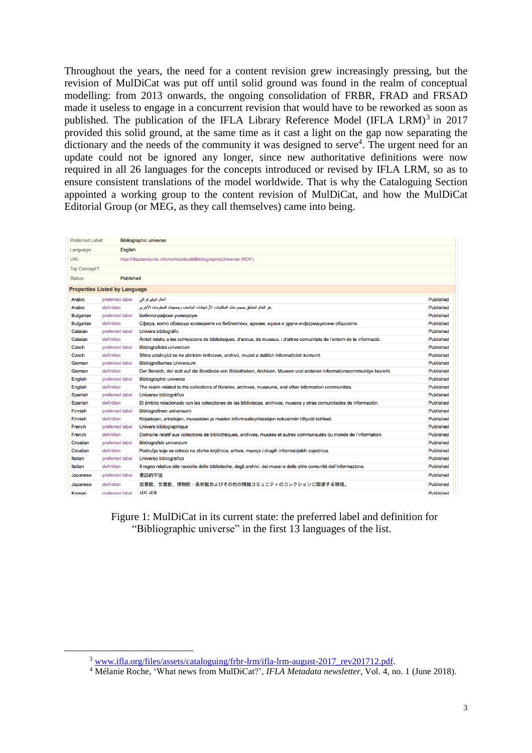Throughout the years, the need for a content revision grew increasingly pressing, but the revision of MulDiCat was put off until solid ground was found in the realm of conceptual modelling: from 2013 onwards, the ongoing consolidation of FRBR, FRAD and FRSAD made it useless to engage in a concurrent revision that would have to be reworked as soon as published. The publication of the IFLA Library Reference Model (IFLA LRM)[3] in 2017 provided this solid ground, at the same time as it cast a light on the gap now separating the dictionary and the needs of the community it was designed to serve[4]. The urgent need for an update could not be ignored any longer, since new authoritative definitions were now required in all 26 languages for the concepts introduced or revised by IFLA LRM, so as to ensure consistent translations of the model worldwide. That is why the Cataloguing Section appointed a working group to the content revision of MulDiCat, and how the MulDiCat Editorial Group (or MEG, as they call themselves) came into being.

| Preferred Label: | Bibliographic universe |
|---|---|
| Language: | English |
| URI: | http://iflastandards.info/ns/muldicat#BibliographicUniverse (RDF) |
| Top Concept?: | |
| Status: | Published |

**Properties Listed by Language**

| | | | |
|---|---|---|---|
| Arabic | preferred label | العالم الببليوغرافي | Published |
| Arabic | definition | هو العالم المتعلق بمجموعات المكتبات، الأرشيفات، المتاحف ومجمعيات المعلومات الأخرى. | Published |
| Bulgarian | preferred label | Библиографски универсум | Published |
| Bulgarian | definition | Сфера, която обхваща колекциите на библиотеки, архиви, музеи и други информационни общности. | Published |
| Catalan | preferred label | Univers bibliogràfic | Published |
| Catalan | definition | Àmbit relatiu a les col•leccions de biblioteques, d'arxius, de museus, i d'altres comunitats de l'entorn de la informació. | Published |
| Czech | preferred label | Bibliografické univerzum | Published |
| Czech | definition | Sféra vztahující se ke sbírkám knihoven, archivů, muzeí a dalších informačních komunit. | Published |
| German | preferred label | Bibliografisches Universum | Published |
| German | definition | Der Bereich, der sich auf die Bestände von Bibliotheken, Archiven, Museen und anderen Informationscommunitys bezieht. | Published |
| English | preferred label | Bibliographic universe | Published |
| English | definition | The realm related to the collections of libraries, archives, museums, and other information communities. | Published |
| Spanish | preferred label | Universo bibliográfico | Published |
| Spanish | definition | El ámbito relacionado con las colecciones de las bibliotecas, archivos, museos y otras comunidades de información. | Published |
| Finnish | preferred label | Bibliografinen universumi | Published |
| Finnish | definition | Kirjastojen, arkistojen, museoiden ja muiden informaatioyhteisöjen kokoelmiin liittyvät kohteet. | Published |
| French | preferred label | Univers bibliographique | Published |
| French | definition | Domaine relatif aux collections de bibliothèques, archives, musées et autres communautés du monde de l'information. | Published |
| Croatian | preferred label | Bibliografski univerzum | Published |
| Croatian | definition | Područje koje se odnosi na zbirke knjižnica, arhiva, muzeja i drugih informacijskih zajednica. | Published |
| Italian | preferred label | Universo bibliografico | Published |
| Italian | definition | Il regno relativo alle raccolte delle biblioteche, degli archivi, dei musei e delle altre comunità dell'informazione. | Published |
| Japanese | preferred label | 書誌的宇宙 | Published |
| Japanese | definition | 図書館、文書館、博物館・美術館およびその他の情報コミュニティのコレクションに関連する領域。 | Published |
| Korean | preferred label | 서지 세계 | Published |

Figure 1: MulDiCat in its current state: the preferred label and definition for "Bibliographic universe" in the first 13 languages of the list.

[3] www.ifla.org/files/assets/cataloguing/frbr-lrm/ifla-lrm-august-2017_rev201712.pdf.

[4] Mélanie Roche, 'What news from MulDiCat?', *IFLA Metadata newsletter*, Vol. 4, no. 1 (June 2018).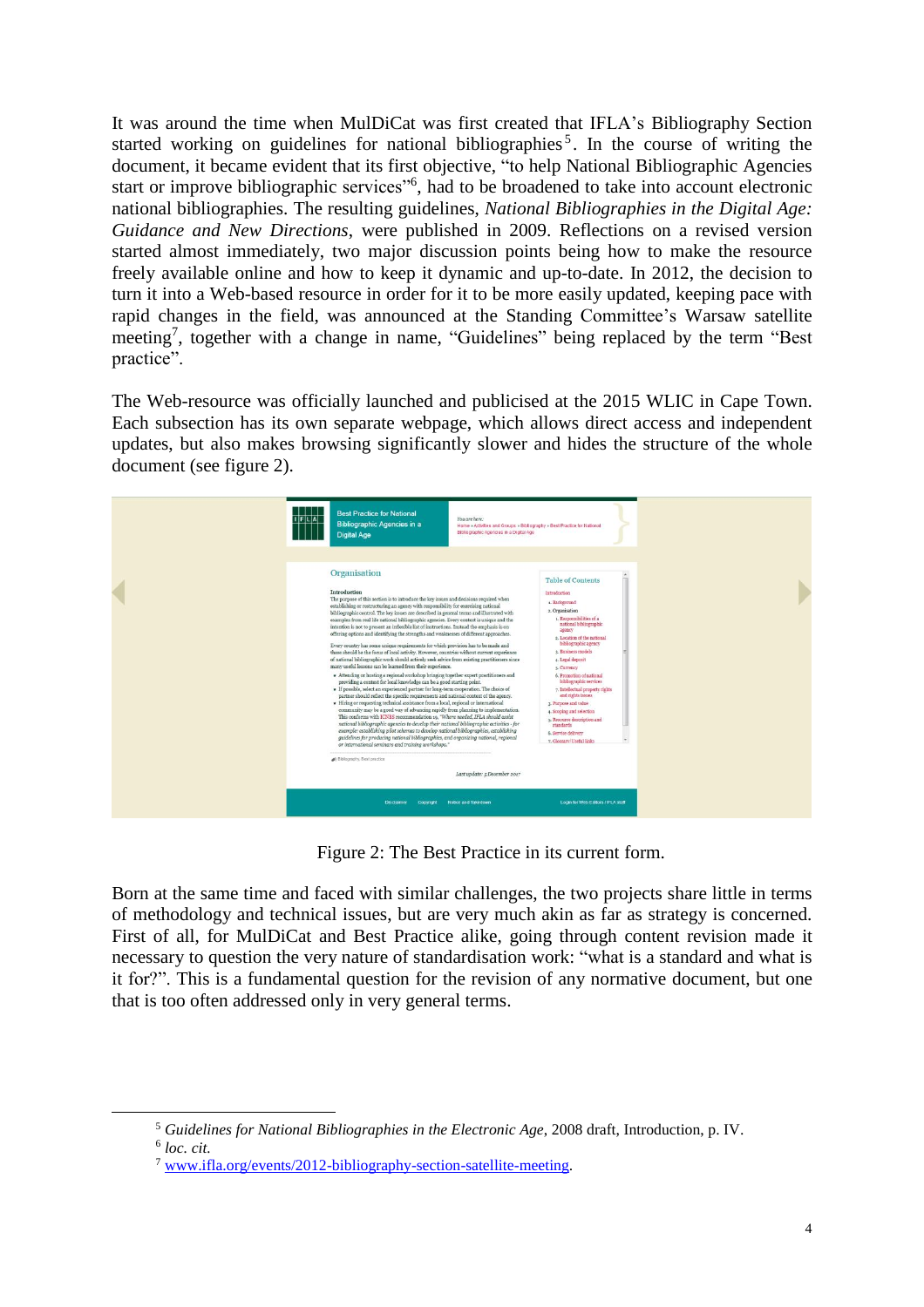It was around the time when MulDiCat was first created that IFLA's Bibliography Section started working on guidelines for national bibliographies[5]. In the course of writing the document, it became evident that its first objective, "to help National Bibliographic Agencies start or improve bibliographic services"[6], had to be broadened to take into account electronic national bibliographies. The resulting guidelines, *National Bibliographies in the Digital Age: Guidance and New Directions*, were published in 2009. Reflections on a revised version started almost immediately, two major discussion points being how to make the resource freely available online and how to keep it dynamic and up-to-date. In 2012, the decision to turn it into a Web-based resource in order for it to be more easily updated, keeping pace with rapid changes in the field, was announced at the Standing Committee's Warsaw satellite meeting[7], together with a change in name, "Guidelines" being replaced by the term "Best practice".

The Web-resource was officially launched and publicised at the 2015 WLIC in Cape Town. Each subsection has its own separate webpage, which allows direct access and independent updates, but also makes browsing significantly slower and hides the structure of the whole document (see figure 2).

Figure 2: The Best Practice in its current form.

Born at the same time and faced with similar challenges, the two projects share little in terms of methodology and technical issues, but are very much akin as far as strategy is concerned. First of all, for MulDiCat and Best Practice alike, going through content revision made it necessary to question the very nature of standardisation work: "what is a standard and what is it for?". This is a fundamental question for the revision of any normative document, but one that is too often addressed only in very general terms.

---

[5] *Guidelines for National Bibliographies in the Electronic Age*, 2008 draft, Introduction, p. IV.

[6] *loc. cit.*

[7] www.ifla.org/events/2012-bibliography-section-satellite-meeting.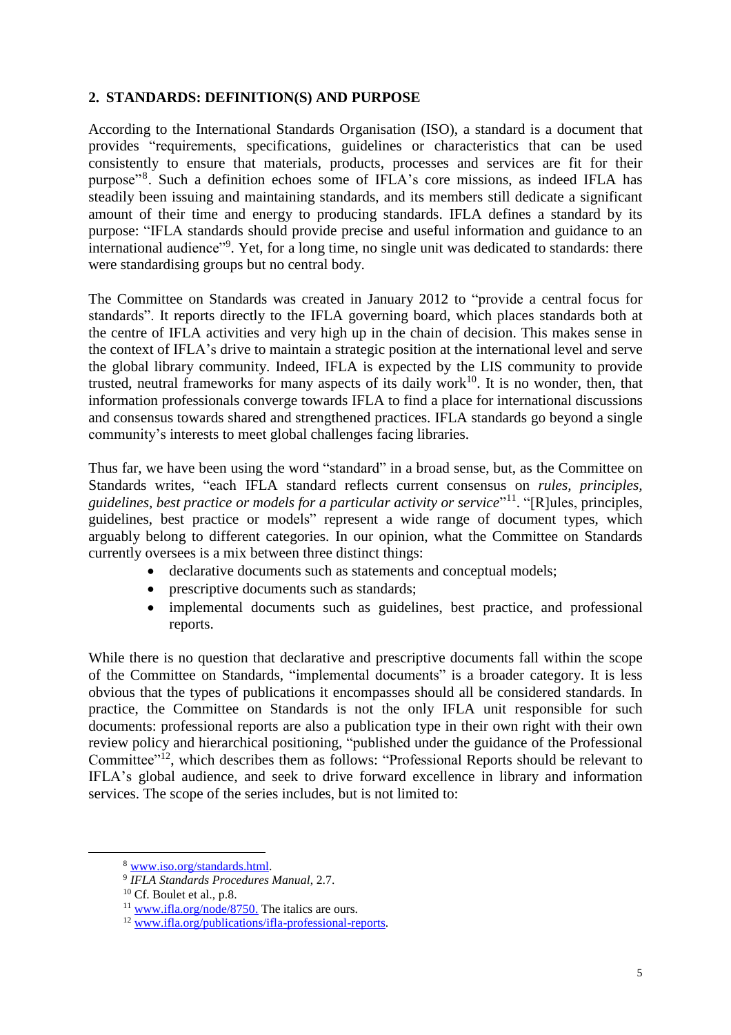## 2. STANDARDS: DEFINITION(S) AND PURPOSE

According to the International Standards Organisation (ISO), a standard is a document that provides "requirements, specifications, guidelines or characteristics that can be used consistently to ensure that materials, products, processes and services are fit for their purpose"[8]. Such a definition echoes some of IFLA's core missions, as indeed IFLA has steadily been issuing and maintaining standards, and its members still dedicate a significant amount of their time and energy to producing standards. IFLA defines a standard by its purpose: "IFLA standards should provide precise and useful information and guidance to an international audience"[9]. Yet, for a long time, no single unit was dedicated to standards: there were standardising groups but no central body.

The Committee on Standards was created in January 2012 to "provide a central focus for standards". It reports directly to the IFLA governing board, which places standards both at the centre of IFLA activities and very high up in the chain of decision. This makes sense in the context of IFLA's drive to maintain a strategic position at the international level and serve the global library community. Indeed, IFLA is expected by the LIS community to provide trusted, neutral frameworks for many aspects of its daily work[10]. It is no wonder, then, that information professionals converge towards IFLA to find a place for international discussions and consensus towards shared and strengthened practices. IFLA standards go beyond a single community's interests to meet global challenges facing libraries.

Thus far, we have been using the word "standard" in a broad sense, but, as the Committee on Standards writes, "each IFLA standard reflects current consensus on *rules, principles, guidelines, best practice or models for a particular activity or service*"[11]. "[R]ules, principles, guidelines, best practice or models" represent a wide range of document types, which arguably belong to different categories. In our opinion, what the Committee on Standards currently oversees is a mix between three distinct things:

- declarative documents such as statements and conceptual models;
- prescriptive documents such as standards;
- implemental documents such as guidelines, best practice, and professional reports.

While there is no question that declarative and prescriptive documents fall within the scope of the Committee on Standards, "implemental documents" is a broader category. It is less obvious that the types of publications it encompasses should all be considered standards. In practice, the Committee on Standards is not the only IFLA unit responsible for such documents: professional reports are also a publication type in their own right with their own review policy and hierarchical positioning, "published under the guidance of the Professional Committee"[12], which describes them as follows: "Professional Reports should be relevant to IFLA's global audience, and seek to drive forward excellence in library and information services. The scope of the series includes, but is not limited to:

[8] www.iso.org/standards.html.

[9] *IFLA Standards Procedures Manual*, 2.7.

[10] Cf. Boulet et al., p.8.

[11] www.ifla.org/node/8750. The italics are ours.

[12] www.ifla.org/publications/ifla-professional-reports.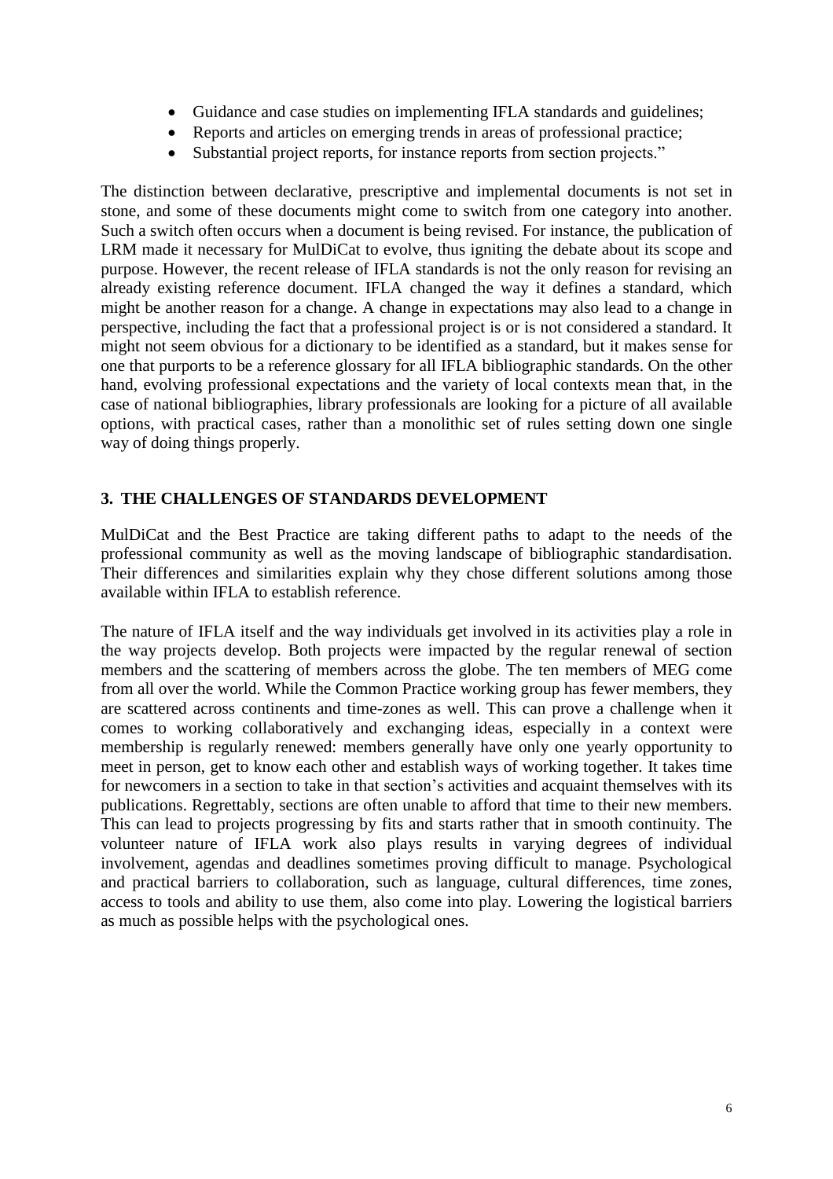- Guidance and case studies on implementing IFLA standards and guidelines;
- Reports and articles on emerging trends in areas of professional practice;
- Substantial project reports, for instance reports from section projects."

The distinction between declarative, prescriptive and implemental documents is not set in stone, and some of these documents might come to switch from one category into another. Such a switch often occurs when a document is being revised. For instance, the publication of LRM made it necessary for MulDiCat to evolve, thus igniting the debate about its scope and purpose. However, the recent release of IFLA standards is not the only reason for revising an already existing reference document. IFLA changed the way it defines a standard, which might be another reason for a change. A change in expectations may also lead to a change in perspective, including the fact that a professional project is or is not considered a standard. It might not seem obvious for a dictionary to be identified as a standard, but it makes sense for one that purports to be a reference glossary for all IFLA bibliographic standards. On the other hand, evolving professional expectations and the variety of local contexts mean that, in the case of national bibliographies, library professionals are looking for a picture of all available options, with practical cases, rather than a monolithic set of rules setting down one single way of doing things properly.

## 3. THE CHALLENGES OF STANDARDS DEVELOPMENT

MulDiCat and the Best Practice are taking different paths to adapt to the needs of the professional community as well as the moving landscape of bibliographic standardisation. Their differences and similarities explain why they chose different solutions among those available within IFLA to establish reference.

The nature of IFLA itself and the way individuals get involved in its activities play a role in the way projects develop. Both projects were impacted by the regular renewal of section members and the scattering of members across the globe. The ten members of MEG come from all over the world. While the Common Practice working group has fewer members, they are scattered across continents and time-zones as well. This can prove a challenge when it comes to working collaboratively and exchanging ideas, especially in a context were membership is regularly renewed: members generally have only one yearly opportunity to meet in person, get to know each other and establish ways of working together. It takes time for newcomers in a section to take in that section's activities and acquaint themselves with its publications. Regrettably, sections are often unable to afford that time to their new members. This can lead to projects progressing by fits and starts rather that in smooth continuity. The volunteer nature of IFLA work also plays results in varying degrees of individual involvement, agendas and deadlines sometimes proving difficult to manage. Psychological and practical barriers to collaboration, such as language, cultural differences, time zones, access to tools and ability to use them, also come into play. Lowering the logistical barriers as much as possible helps with the psychological ones.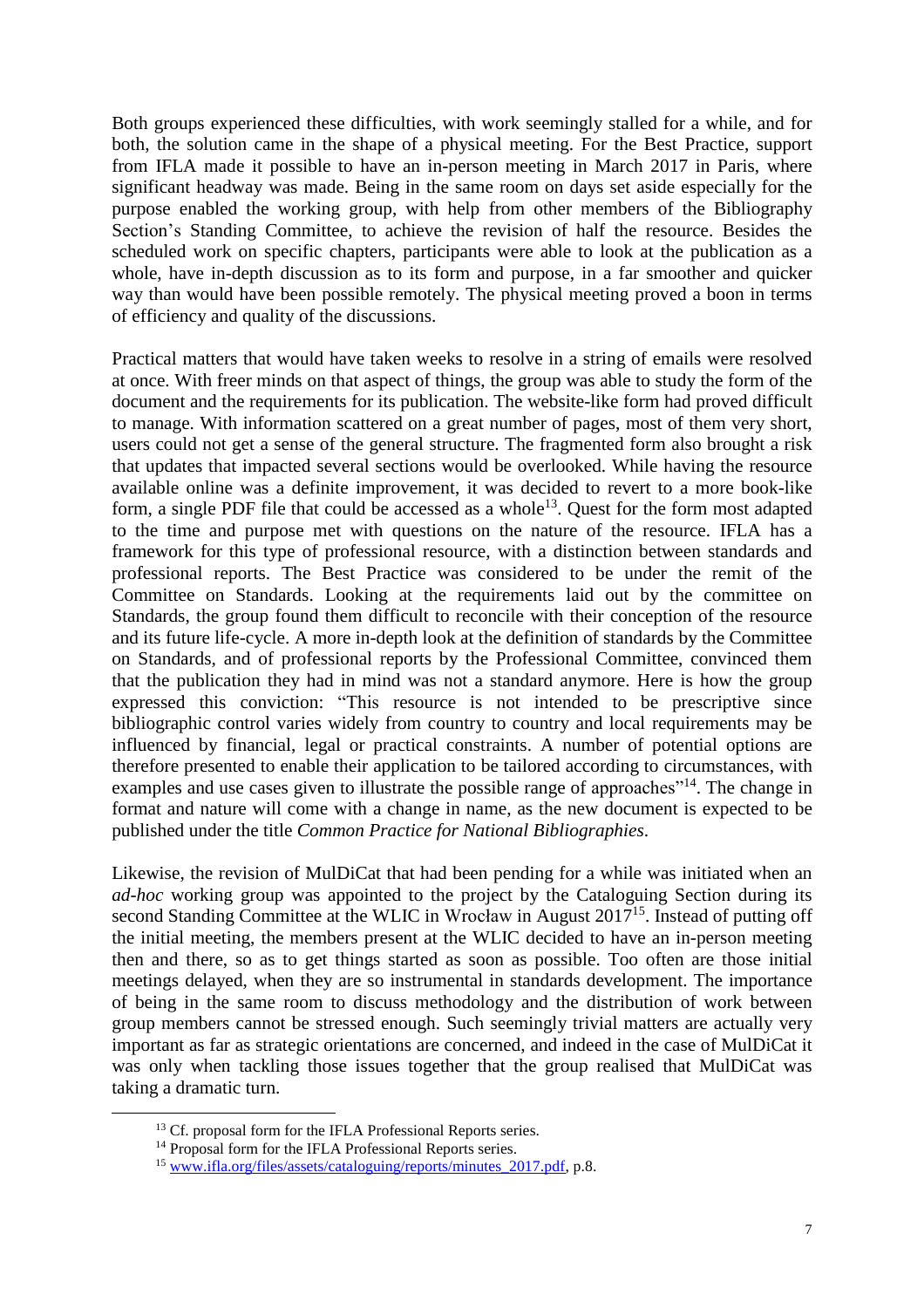Both groups experienced these difficulties, with work seemingly stalled for a while, and for both, the solution came in the shape of a physical meeting. For the Best Practice, support from IFLA made it possible to have an in-person meeting in March 2017 in Paris, where significant headway was made. Being in the same room on days set aside especially for the purpose enabled the working group, with help from other members of the Bibliography Section's Standing Committee, to achieve the revision of half the resource. Besides the scheduled work on specific chapters, participants were able to look at the publication as a whole, have in-depth discussion as to its form and purpose, in a far smoother and quicker way than would have been possible remotely. The physical meeting proved a boon in terms of efficiency and quality of the discussions.

Practical matters that would have taken weeks to resolve in a string of emails were resolved at once. With freer minds on that aspect of things, the group was able to study the form of the document and the requirements for its publication. The website-like form had proved difficult to manage. With information scattered on a great number of pages, most of them very short, users could not get a sense of the general structure. The fragmented form also brought a risk that updates that impacted several sections would be overlooked. While having the resource available online was a definite improvement, it was decided to revert to a more book-like form, a single PDF file that could be accessed as a whole[13]. Quest for the form most adapted to the time and purpose met with questions on the nature of the resource. IFLA has a framework for this type of professional resource, with a distinction between standards and professional reports. The Best Practice was considered to be under the remit of the Committee on Standards. Looking at the requirements laid out by the committee on Standards, the group found them difficult to reconcile with their conception of the resource and its future life-cycle. A more in-depth look at the definition of standards by the Committee on Standards, and of professional reports by the Professional Committee, convinced them that the publication they had in mind was not a standard anymore. Here is how the group expressed this conviction: "This resource is not intended to be prescriptive since bibliographic control varies widely from country to country and local requirements may be influenced by financial, legal or practical constraints. A number of potential options are therefore presented to enable their application to be tailored according to circumstances, with examples and use cases given to illustrate the possible range of approaches"[14]. The change in format and nature will come with a change in name, as the new document is expected to be published under the title *Common Practice for National Bibliographies*.

Likewise, the revision of MulDiCat that had been pending for a while was initiated when an *ad-hoc* working group was appointed to the project by the Cataloguing Section during its second Standing Committee at the WLIC in Wrocław in August 2017[15]. Instead of putting off the initial meeting, the members present at the WLIC decided to have an in-person meeting then and there, so as to get things started as soon as possible. Too often are those initial meetings delayed, when they are so instrumental in standards development. The importance of being in the same room to discuss methodology and the distribution of work between group members cannot be stressed enough. Such seemingly trivial matters are actually very important as far as strategic orientations are concerned, and indeed in the case of MulDiCat it was only when tackling those issues together that the group realised that MulDiCat was taking a dramatic turn.

---

[13] Cf. proposal form for the IFLA Professional Reports series.

[14] Proposal form for the IFLA Professional Reports series.

[15] www.ifla.org/files/assets/cataloguing/reports/minutes_2017.pdf, p.8.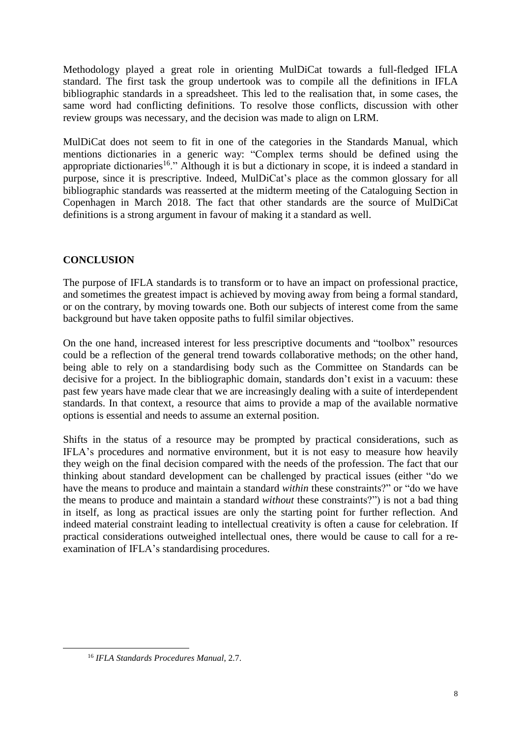Methodology played a great role in orienting MulDiCat towards a full-fledged IFLA standard. The first task the group undertook was to compile all the definitions in IFLA bibliographic standards in a spreadsheet. This led to the realisation that, in some cases, the same word had conflicting definitions. To resolve those conflicts, discussion with other review groups was necessary, and the decision was made to align on LRM.

MulDiCat does not seem to fit in one of the categories in the Standards Manual, which mentions dictionaries in a generic way: "Complex terms should be defined using the appropriate dictionaries[16]." Although it is but a dictionary in scope, it is indeed a standard in purpose, since it is prescriptive. Indeed, MulDiCat's place as the common glossary for all bibliographic standards was reasserted at the midterm meeting of the Cataloguing Section in Copenhagen in March 2018. The fact that other standards are the source of MulDiCat definitions is a strong argument in favour of making it a standard as well.

## CONCLUSION

The purpose of IFLA standards is to transform or to have an impact on professional practice, and sometimes the greatest impact is achieved by moving away from being a formal standard, or on the contrary, by moving towards one. Both our subjects of interest come from the same background but have taken opposite paths to fulfil similar objectives.

On the one hand, increased interest for less prescriptive documents and "toolbox" resources could be a reflection of the general trend towards collaborative methods; on the other hand, being able to rely on a standardising body such as the Committee on Standards can be decisive for a project. In the bibliographic domain, standards don't exist in a vacuum: these past few years have made clear that we are increasingly dealing with a suite of interdependent standards. In that context, a resource that aims to provide a map of the available normative options is essential and needs to assume an external position.

Shifts in the status of a resource may be prompted by practical considerations, such as IFLA's procedures and normative environment, but it is not easy to measure how heavily they weigh on the final decision compared with the needs of the profession. The fact that our thinking about standard development can be challenged by practical issues (either "do we have the means to produce and maintain a standard *within* these constraints?" or "do we have the means to produce and maintain a standard *without* these constraints?") is not a bad thing in itself, as long as practical issues are only the starting point for further reflection. And indeed material constraint leading to intellectual creativity is often a cause for celebration. If practical considerations outweighed intellectual ones, there would be cause to call for a re-examination of IFLA's standardising procedures.

---

[16] *IFLA Standards Procedures Manual*, 2.7.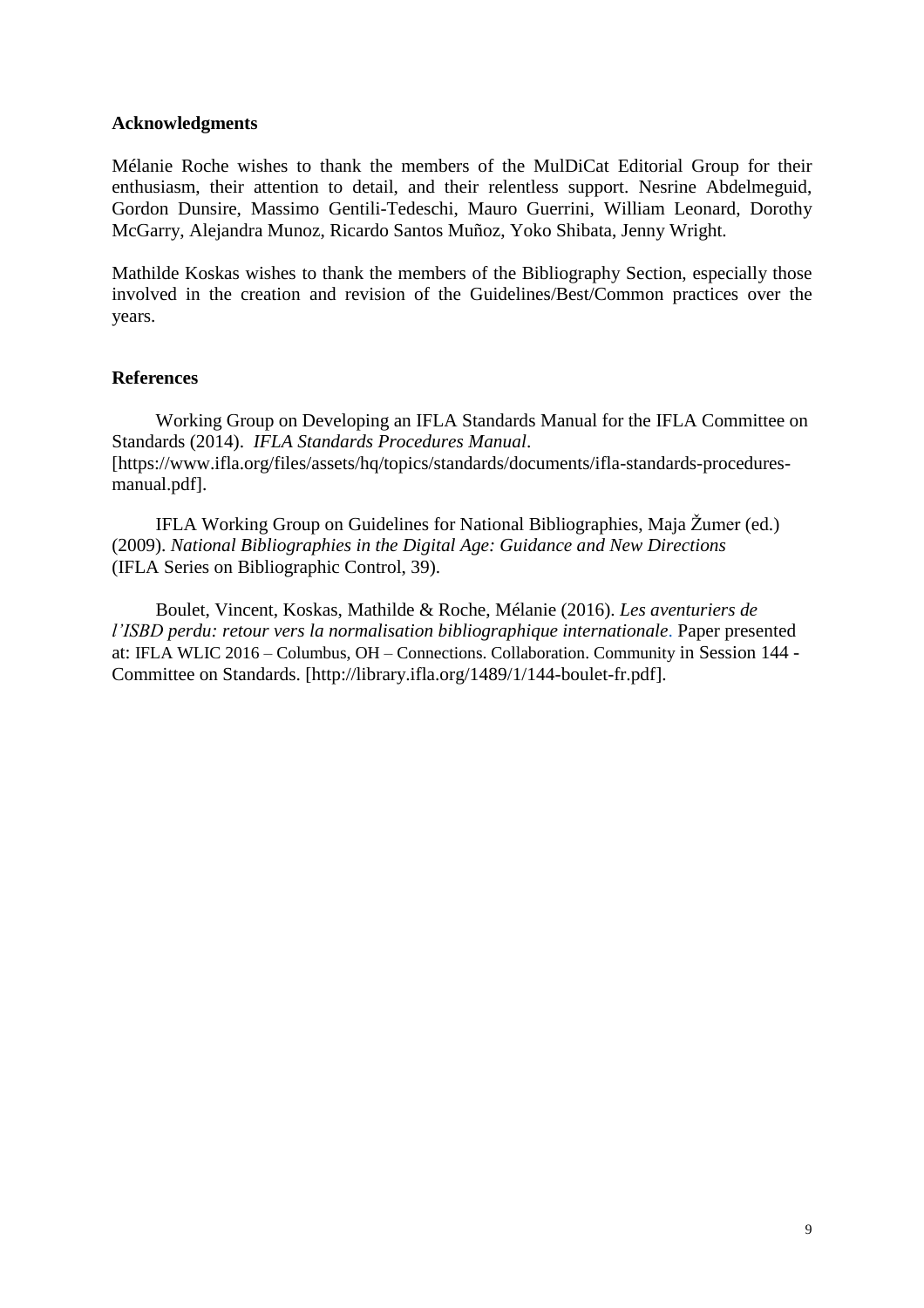## Acknowledgments

Mélanie Roche wishes to thank the members of the MulDiCat Editorial Group for their enthusiasm, their attention to detail, and their relentless support. Nesrine Abdelmeguid, Gordon Dunsire, Massimo Gentili-Tedeschi, Mauro Guerrini, William Leonard, Dorothy McGarry, Alejandra Munoz, Ricardo Santos Muñoz, Yoko Shibata, Jenny Wright.

Mathilde Koskas wishes to thank the members of the Bibliography Section, especially those involved in the creation and revision of the Guidelines/Best/Common practices over the years.

## References

Working Group on Developing an IFLA Standards Manual for the IFLA Committee on Standards (2014). *IFLA Standards Procedures Manual*. [https://www.ifla.org/files/assets/hq/topics/standards/documents/ifla-standards-procedures-manual.pdf].

IFLA Working Group on Guidelines for National Bibliographies, Maja Žumer (ed.) (2009). *National Bibliographies in the Digital Age: Guidance and New Directions* (IFLA Series on Bibliographic Control, 39).

Boulet, Vincent, Koskas, Mathilde & Roche, Mélanie (2016). *Les aventuriers de l'ISBD perdu: retour vers la normalisation bibliographique internationale*. Paper presented at: IFLA WLIC 2016 – Columbus, OH – Connections. Collaboration. Community in Session 144 - Committee on Standards. [http://library.ifla.org/1489/1/144-boulet-fr.pdf].